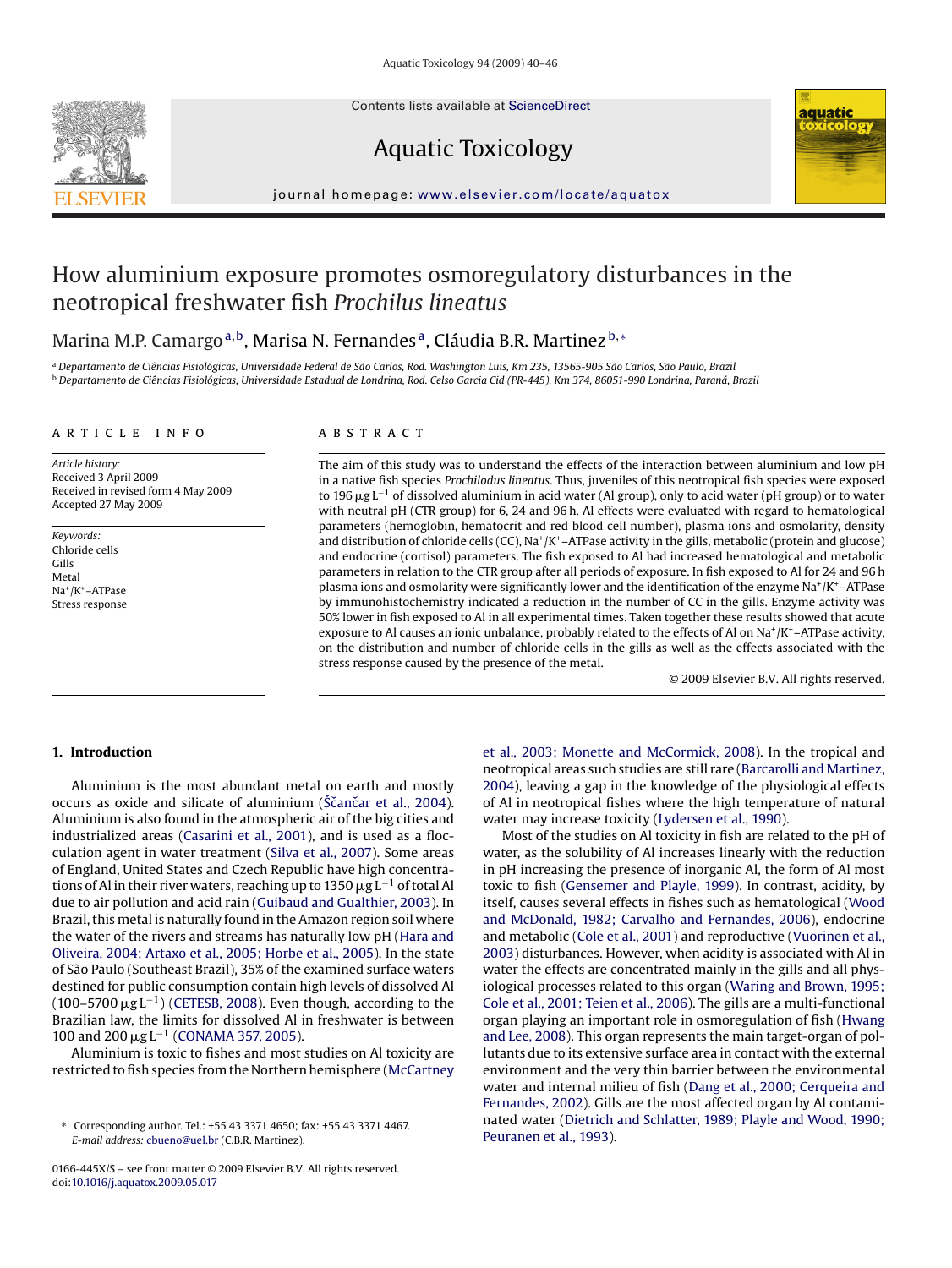# How aluminium exposure promotes osmoregulatory disturbances in the neotropical freshwater fish *Prochilus lineatus*

Marina M.P. Camargo[a,b], Marisa N. Fernandes[a], Cláudia B.R. Martinez[b,*]

[a] *Departamento de Ciências Fisiológicas, Universidade Federal de São Carlos, Rod. Washington Luis, Km 235, 13565-905 São Carlos, São Paulo, Brazil*
[b] *Departamento de Ciências Fisiológicas, Universidade Estadual de Londrina, Rod. Celso Garcia Cid (PR-445), Km 374, 86051-990 Londrina, Paraná, Brazil*

## ARTICLE INFO

*Article history:*
Received 3 April 2009
Received in revised form 4 May 2009
Accepted 27 May 2009

*Keywords:*
Chloride cells
Gills
Metal
$Na^+/K^+$–ATPase
Stress response

## ABSTRACT

The aim of this study was to understand the effects of the interaction between aluminium and low pH in a native fish species *Prochilodus lineatus*. Thus, juveniles of this neotropical fish species were exposed to 196 $\mu g L^{-1}$ of dissolved aluminium in acid water (Al group), only to acid water (pH group) or to water with neutral pH (CTR group) for 6, 24 and 96 h. Al effects were evaluated with regard to hematological parameters (hemoglobin, hematocrit and red blood cell number), plasma ions and osmolarity, density and distribution of chloride cells (CC), $Na^+/K^+$–ATPase activity in the gills, metabolic (protein and glucose) and endocrine (cortisol) parameters. The fish exposed to Al had increased hematological and metabolic parameters in relation to the CTR group after all periods of exposure. In fish exposed to Al for 24 and 96 h plasma ions and osmolarity were significantly lower and the identification of the enzyme $Na^+/K^+$–ATPase by immunohistochemistry indicated a reduction in the number of CC in the gills. Enzyme activity was 50% lower in fish exposed to Al in all experimental times. Taken together these results showed that acute exposure to Al causes an ionic unbalance, probably related to the effects of Al on $Na^+/K^+$–ATPase activity, on the distribution and number of chloride cells in the gills as well as the effects associated with the stress response caused by the presence of the metal.

© 2009 Elsevier B.V. All rights reserved.

## 1. Introduction

Aluminium is the most abundant metal on earth and mostly occurs as oxide and silicate of aluminium (Ščančar et al., 2004). Aluminium is also found in the atmospheric air of the big cities and industrialized areas (Casarini et al., 2001), and is used as a flocculation agent in water treatment (Silva et al., 2007). Some areas of England, United States and Czech Republic have high concentrations of Al in their river waters, reaching up to 1350 $\mu g L^{-1}$ of total Al due to air pollution and acid rain (Guibaud and Gualthier, 2003). In Brazil, this metal is naturally found in the Amazon region soil where the water of the rivers and streams has naturally low pH (Hara and Oliveira, 2004; Artaxo et al., 2005; Horbe et al., 2005). In the state of São Paulo (Southeast Brazil), 35% of the examined surface waters destined for public consumption contain high levels of dissolved Al (100–5700 $\mu g L^{-1}$) (CETESB, 2008). Even though, according to the Brazilian law, the limits for dissolved Al in freshwater is between 100 and 200 $\mu g L^{-1}$ (CONAMA 357, 2005).

Aluminium is toxic to fishes and most studies on Al toxicity are restricted to fish species from the Northern hemisphere (McCartney et al., 2003; Monette and McCormick, 2008). In the tropical and neotropical areas such studies are still rare (Barcarolli and Martinez, 2004), leaving a gap in the knowledge of the physiological effects of Al in neotropical fishes where the high temperature of natural water may increase toxicity (Lydersen et al., 1990).

Most of the studies on Al toxicity in fish are related to the pH of water, as the solubility of Al increases linearly with the reduction in pH increasing the presence of inorganic Al, the form of Al most toxic to fish (Gensemer and Playle, 1999). In contrast, acidity, by itself, causes several effects in fishes such as hematological (Wood and McDonald, 1982; Carvalho and Fernandes, 2006), endocrine and metabolic (Cole et al., 2001) and reproductive (Vuorinen et al., 2003) disturbances. However, when acidity is associated with Al in water the effects are concentrated mainly in the gills and all physiological processes related to this organ (Waring and Brown, 1995; Cole et al., 2001; Teien et al., 2006). The gills are a multi-functional organ playing an important role in osmoregulation of fish (Hwang and Lee, 2008). This organ represents the main target-organ of pollutants due to its extensive surface area in contact with the external environment and the very thin barrier between the environmental water and internal milieu of fish (Dang et al., 2000; Cerqueira and Fernandes, 2002). Gills are the most affected organ by Al contaminated water (Dietrich and Schlatter, 1989; Playle and Wood, 1990; Peuranen et al., 1993).

---

\* Corresponding author. Tel.: +55 43 3371 4650; fax: +55 43 3371 4467.
*E-mail address:* cbueno@uel.br (C.B.R. Martinez).

0166-445X/$ – see front matter © 2009 Elsevier B.V. All rights reserved.
doi:10.1016/j.aquatox.2009.05.017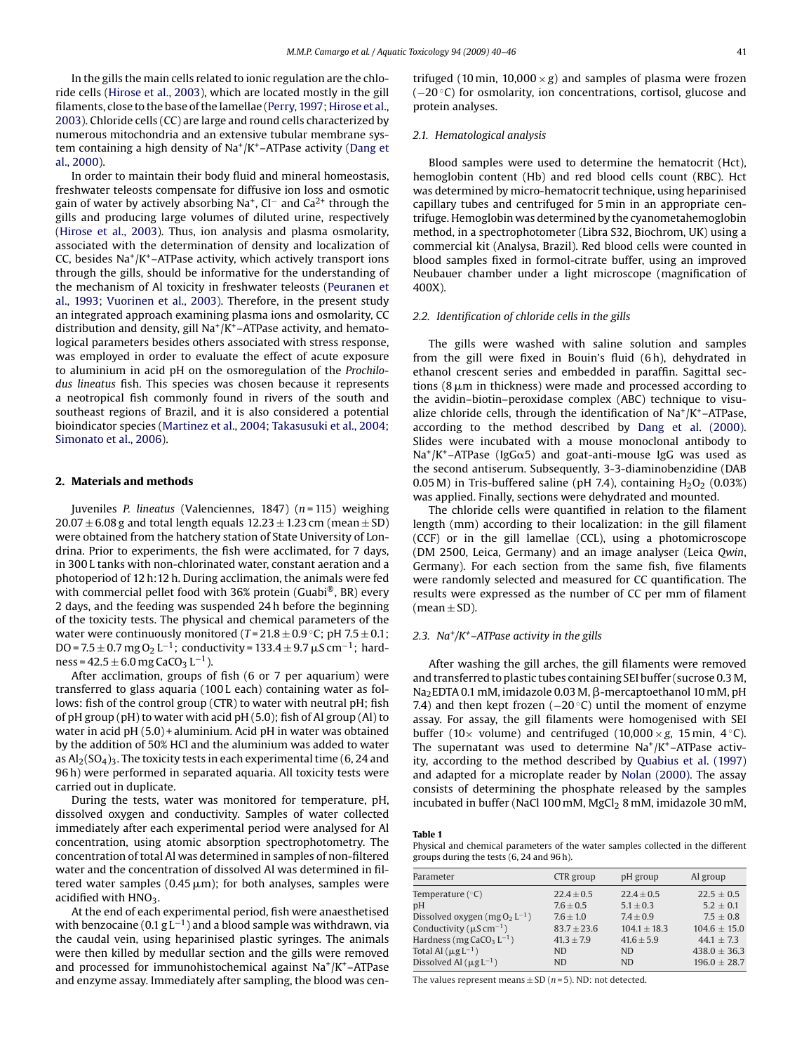In the gills the main cells related to ionic regulation are the chloride cells (Hirose et al., 2003), which are located mostly in the gill filaments, close to the base of the lamellae (Perry, 1997; Hirose et al., 2003). Chloride cells (CC) are large and round cells characterized by numerous mitochondria and an extensive tubular membrane system containing a high density of $Na^+/K^+$–ATPase activity (Dang et al., 2000).

In order to maintain their body fluid and mineral homeostasis, freshwater teleosts compensate for diffusive ion loss and osmotic gain of water by actively absorbing $Na^+$, $Cl^-$ and $Ca^{2+}$ through the gills and producing large volumes of diluted urine, respectively (Hirose et al., 2003). Thus, ion analysis and plasma osmolarity, associated with the determination of density and localization of CC, besides $Na^+/K^+$–ATPase activity, which actively transport ions through the gills, should be informative for the understanding of the mechanism of Al toxicity in freshwater teleosts (Peuranen et al., 1993; Vuorinen et al., 2003). Therefore, in the present study an integrated approach examining plasma ions and osmolarity, CC distribution and density, gill $Na^+/K^+$–ATPase activity, and hematological parameters besides others associated with stress response, was employed in order to evaluate the effect of acute exposure to aluminium in acid pH on the osmoregulation of the *Prochilodus lineatus* fish. This species was chosen because it represents a neotropical fish commonly found in rivers of the south and southeast regions of Brazil, and it is also considered a potential bioindicator species (Martinez et al., 2004; Takasusuki et al., 2004; Simonato et al., 2006).

## 2. Materials and methods

Juveniles *P. lineatus* (Valenciennes, 1847) ($n$ = 115) weighing $20.07 \pm 6.08$ g and total length equals $12.23 \pm 1.23$ cm (mean ± SD) were obtained from the hatchery station of State University of Londrina. Prior to experiments, the fish were acclimated, for 7 days, in 300 L tanks with non-chlorinated water, constant aeration and a photoperiod of 12 h:12 h. During acclimation, the animals were fed with commercial pellet food with 36% protein (Guabi®, BR) every 2 days, and the feeding was suspended 24 h before the beginning of the toxicity tests. The physical and chemical parameters of the water were continuously monitored ($T = 21.8 \pm 0.9$ °C; pH $7.5 \pm 0.1$; DO = $7.5 \pm 0.7$ mg $O_2$ $L^{-1}$; conductivity = $133.4 \pm 9.7$ µS $cm^{-1}$; hardness = $42.5 \pm 6.0$ mg $CaCO_3$ $L^{-1}$).

After acclimation, groups of fish (6 or 7 per aquarium) were transferred to glass aquaria (100 L each) containing water as follows: fish of the control group (CTR) to water with neutral pH; fish of pH group (pH) to water with acid pH (5.0); fish of Al group (Al) to water in acid pH (5.0) + aluminium. Acid pH in water was obtained by the addition of 50% HCl and the aluminium was added to water as $Al_2(SO_4)_3$. The toxicity tests in each experimental time (6, 24 and 96 h) were performed in separated aquaria. All toxicity tests were carried out in duplicate.

During the tests, water was monitored for temperature, pH, dissolved oxygen and conductivity. Samples of water collected immediately after each experimental period were analysed for Al concentration, using atomic absorption spectrophotometry. The concentration of total Al was determined in samples of non-filtered water and the concentration of dissolved Al was determined in filtered water samples (0.45 µm); for both analyses, samples were acidified with $HNO_3$.

At the end of each experimental period, fish were anaesthetised with benzocaine (0.1 g $L^{-1}$) and a blood sample was withdrawn, via the caudal vein, using heparinised plastic syringes. The animals were then killed by medullar section and the gills were removed and processed for immunohistochemical against $Na^+/K^+$–ATPase and enzyme assay. Immediately after sampling, the blood was centrifuged (10 min, 10,000 × g) and samples of plasma were frozen (−20 °C) for osmolarity, ion concentrations, cortisol, glucose and protein analyses.

### 2.1. Hematological analysis

Blood samples were used to determine the hematocrit (Hct), hemoglobin content (Hb) and red blood cells count (RBC). Hct was determined by micro-hematocrit technique, using heparinised capillary tubes and centrifuged for 5 min in an appropriate centrifuge. Hemoglobin was determined by the cyanometahemoglobin method, in a spectrophotometer (Libra S32, Biochrom, UK) using a commercial kit (Analysa, Brazil). Red blood cells were counted in blood samples fixed in formol-citrate buffer, using an improved Neubauer chamber under a light microscope (magnification of 400X).

### 2.2. Identification of chloride cells in the gills

The gills were washed with saline solution and samples from the gill were fixed in Bouin's fluid (6 h), dehydrated in ethanol crescent series and embedded in paraffin. Sagittal sections (8 µm in thickness) were made and processed according to the avidin–biotin–peroxidase complex (ABC) technique to visualize chloride cells, through the identification of $Na^+/K^+$–ATPase, according to the method described by Dang et al. (2000). Slides were incubated with a mouse monoclonal antibody to $Na^+/K^+$–ATPase (IgGα5) and goat-anti-mouse IgG was used as the second antiserum. Subsequently, 3-3-diaminobenzidine (DAB 0.05 M) in Tris-buffered saline (pH 7.4), containing $H_2O_2$ (0.03%) was applied. Finally, sections were dehydrated and mounted.

The chloride cells were quantified in relation to the filament length (mm) according to their localization: in the gill filament (CCF) or in the gill lamellae (CCL), using a photomicroscope (DM 2500, Leica, Germany) and an image analyser (Leica *Qwin*, Germany). For each section from the same fish, five filaments were randomly selected and measured for CC quantification. The results were expressed as the number of CC per mm of filament (mean ± SD).

### 2.3. $Na^+/K^+$–ATPase activity in the gills

After washing the gill arches, the gill filaments were removed and transferred to plastic tubes containing SEI buffer (sucrose 0.3 M, $Na_2EDTA$ 0.1 mM, imidazole 0.03 M, β-mercaptoethanol 10 mM, pH 7.4) and then kept frozen (−20 °C) until the moment of enzyme assay. For assay, the gill filaments were homogenised with SEI buffer (10× volume) and centrifuged (10,000 × g, 15 min, 4 °C). The supernatant was used to determine $Na^+/K^+$–ATPase activity, according to the method described by Quabius et al. (1997) and adapted for a microplate reader by Nolan (2000). The assay consists of determining the phosphate released by the samples incubated in buffer (NaCl 100 mM, $MgCl_2$ 8 mM, imidazole 30 mM,

**Table 1**
Physical and chemical parameters of the water samples collected in the different groups during the tests (6, 24 and 96 h).

| Parameter | CTR group | pH group | Al group |
|---|---|---|---|
| Temperature (°C) | $22.4 \pm 0.5$ | $22.4 \pm 0.5$ | $22.5 \pm 0.5$ |
| pH | $7.6 \pm 0.5$ | $5.1 \pm 0.3$ | $5.2 \pm 0.1$ |
| Dissolved oxygen (mg $O_2$ $L^{-1}$) | $7.6 \pm 1.0$ | $7.4 \pm 0.9$ | $7.5 \pm 0.8$ |
| Conductivity (µS $cm^{-1}$) | $83.7 \pm 23.6$ | $104.1 \pm 18.3$ | $104.6 \pm 15.0$ |
| Hardness (mg $CaCO_3$ $L^{-1}$) | $41.3 \pm 7.9$ | $41.6 \pm 5.9$ | $44.1 \pm 7.3$ |
| Total Al (µg $L^{-1}$) | ND | ND | $438.0 \pm 36.3$ |
| Dissolved Al (µg $L^{-1}$) | ND | ND | $196.0 \pm 28.7$ |

The values represent means ± SD ($n$ = 5). ND: not detected.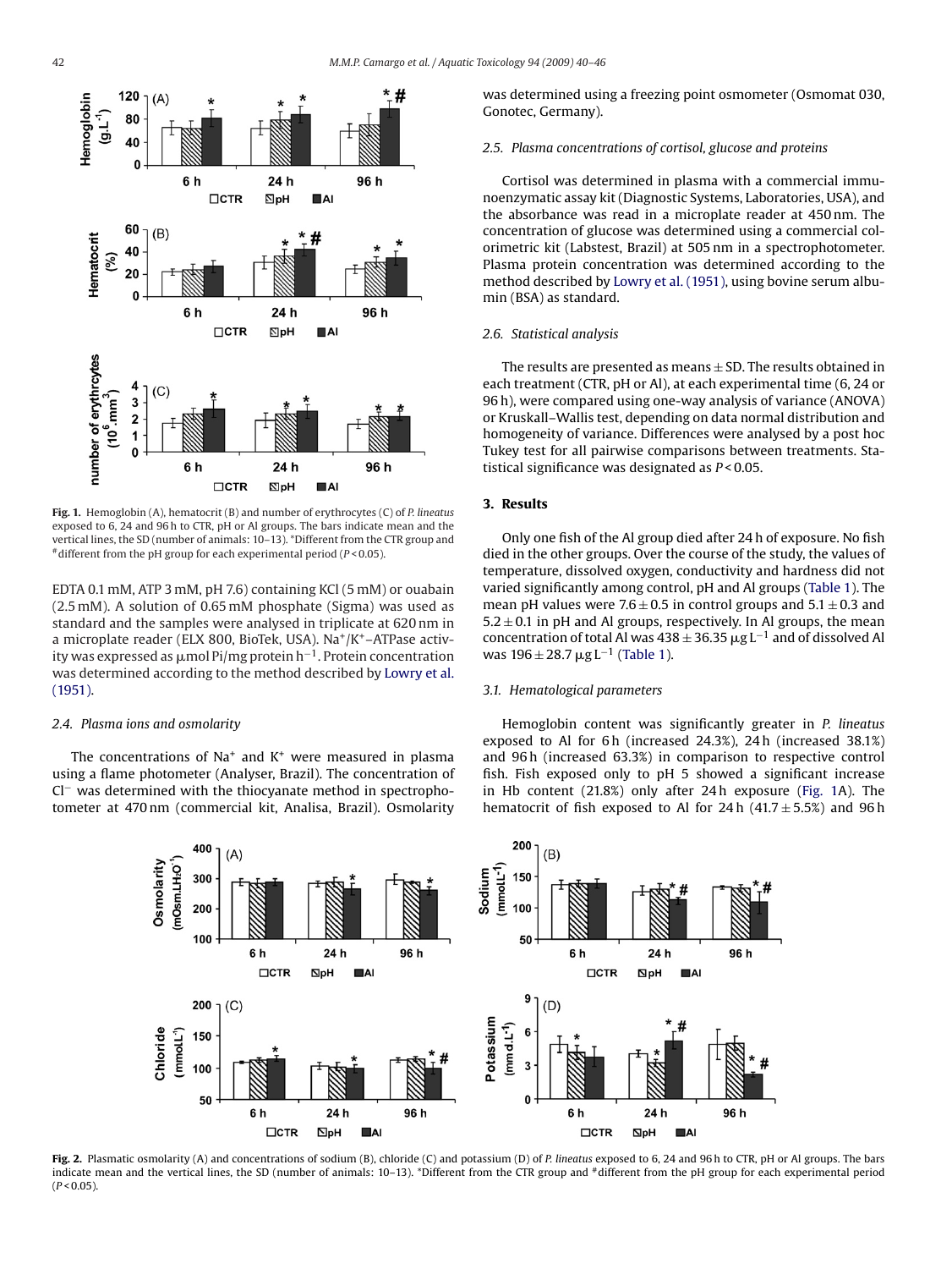Fig. 1. Hemoglobin (A), hematocrit (B) and number of erythrocytes (C) of *P. lineatus* exposed to 6, 24 and 96 h to CTR, pH or Al groups. The bars indicate mean and the vertical lines, the SD (number of animals: 10–13). *Different from the CTR group and #different from the pH group for each experimental period ($P < 0.05$).

EDTA 0.1 mM, ATP 3 mM, pH 7.6) containing KCl (5 mM) or ouabain (2.5 mM). A solution of 0.65 mM phosphate (Sigma) was used as standard and the samples were analysed in triplicate at 620 nm in a microplate reader (ELX 800, BioTek, USA). $Na^+/K^+$–ATPase activity was expressed as μmol Pi/mg protein $h^{-1}$. Protein concentration was determined according to the method described by Lowry et al. (1951).

### 2.4. Plasma ions and osmolarity

The concentrations of $Na^+$ and $K^+$ were measured in plasma using a flame photometer (Analyser, Brazil). The concentration of $Cl^-$ was determined with the thiocyanate method in spectrophotometer at 470 nm (commercial kit, Analisa, Brazil). Osmolarity was determined using a freezing point osmometer (Osmomat 030, Gonotec, Germany).

### 2.5. Plasma concentrations of cortisol, glucose and proteins

Cortisol was determined in plasma with a commercial immunoenzymatic assay kit (Diagnostic Systems, Laboratories, USA), and the absorbance was read in a microplate reader at 450 nm. The concentration of glucose was determined using a commercial colorimetric kit (Labstest, Brazil) at 505 nm in a spectrophotometer. Plasma protein concentration was determined according to the method described by Lowry et al. (1951), using bovine serum albumin (BSA) as standard.

### 2.6. Statistical analysis

The results are presented as means ± SD. The results obtained in each treatment (CTR, pH or Al), at each experimental time (6, 24 or 96 h), were compared using one-way analysis of variance (ANOVA) or Kruskal–Wallis test, depending on data normal distribution and homogeneity of variance. Differences were analysed by a post hoc Tukey test for all pairwise comparisons between treatments. Statistical significance was designated as $P < 0.05$.

## 3. Results

Only one fish of the Al group died after 24 h of exposure. No fish died in the other groups. Over the course of the study, the values of temperature, dissolved oxygen, conductivity and hardness did not varied significantly among control, pH and Al groups (Table 1). The mean pH values were 7.6 ± 0.5 in control groups and 5.1 ± 0.3 and 5.2 ± 0.1 in pH and Al groups, respectively. In Al groups, the mean concentration of total Al was 438 ± 36.35 μg $L^{-1}$ and of dissolved Al was 196 ± 28.7 μg $L^{-1}$ (Table 1).

### 3.1. Hematological parameters

Hemoglobin content was significantly greater in *P. lineatus* exposed to Al for 6 h (increased 24.3%), 24 h (increased 38.1%) and 96 h (increased 63.3%) in comparison to respective control fish. Fish exposed only to pH 5 showed a significant increase in Hb content (21.8%) only after 24 h exposure (Fig. 1A). The hematocrit of fish exposed to Al for 24 h (41.7 ± 5.5%) and 96 h

Fig. 2. Plasmatic osmolarity (A) and concentrations of sodium (B), chloride (C) and potassium (D) of *P. lineatus* exposed to 6, 24 and 96 h to CTR, pH or Al groups. The bars indicate mean and the vertical lines, the SD (number of animals: 10–13). *Different from the CTR group and #different from the pH group for each experimental period ($P < 0.05$).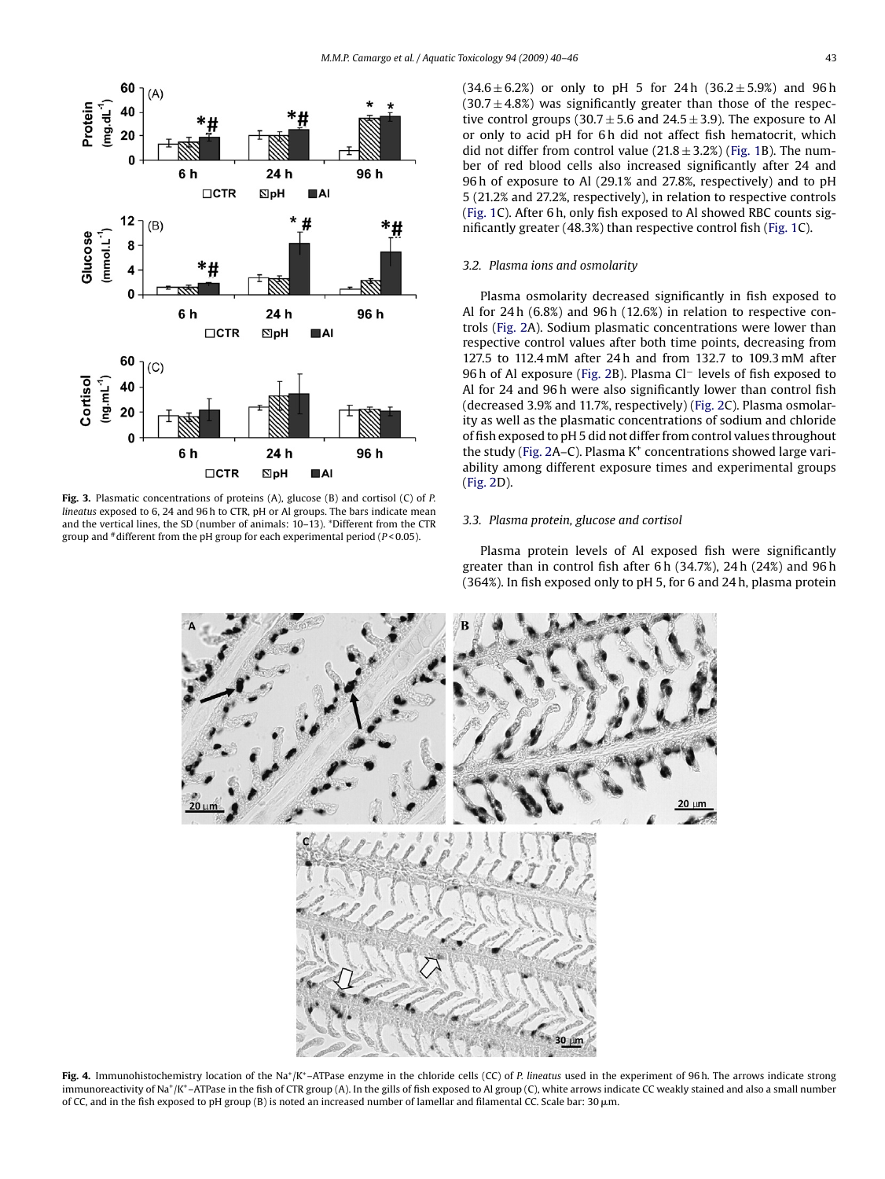Fig. 3. Plasmatic concentrations of proteins (A), glucose (B) and cortisol (C) of *P. lineatus* exposed to 6, 24 and 96 h to CTR, pH or Al groups. The bars indicate mean and the vertical lines, the SD (number of animals: 10–13). *Different from the CTR group and #different from the pH group for each experimental period ($P < 0.05$).

(34.6 ± 6.2%) or only to pH 5 for 24 h (36.2 ± 5.9%) and 96 h (30.7 ± 4.8%) was significantly greater than those of the respective control groups (30.7 ± 5.6 and 24.5 ± 3.9). The exposure to Al or only to acid pH for 6 h did not affect fish hematocrit, which did not differ from control value (21.8 ± 3.2%) (Fig. 1B). The number of red blood cells also increased significantly after 24 and 96 h of exposure to Al (29.1% and 27.8%, respectively) and to pH 5 (21.2% and 27.2%, respectively), in relation to respective controls (Fig. 1C). After 6 h, only fish exposed to Al showed RBC counts significantly greater (48.3%) than respective control fish (Fig. 1C).

### 3.2. Plasma ions and osmolarity

Plasma osmolarity decreased significantly in fish exposed to Al for 24 h (6.8%) and 96 h (12.6%) in relation to respective controls (Fig. 2A). Sodium plasmatic concentrations were lower than respective control values after both time points, decreasing from 127.5 to 112.4 mM after 24 h and from 132.7 to 109.3 mM after 96 h of Al exposure (Fig. 2B). Plasma $Cl^-$ levels of fish exposed to Al for 24 and 96 h were also significantly lower than control fish (decreased 3.9% and 11.7%, respectively) (Fig. 2C). Plasma osmolarity as well as the plasmatic concentrations of sodium and chloride of fish exposed to pH 5 did not differ from control values throughout the study (Fig. 2A–C). Plasma $K^+$ concentrations showed large variability among different exposure times and experimental groups (Fig. 2D).

### 3.3. Plasma protein, glucose and cortisol

Plasma protein levels of Al exposed fish were significantly greater than in control fish after 6 h (34.7%), 24 h (24%) and 96 h (364%). In fish exposed only to pH 5, for 6 and 24 h, plasma protein

Fig. 4. Immunohistochemistry location of the $Na^+/K^+$–ATPase enzyme in the chloride cells (CC) of *P. lineatus* used in the experiment of 96 h. The arrows indicate strong immunoreactivity of $Na^+/K^+$–ATPase in the fish of CTR group (A). In the gills of fish exposed to Al group (C), white arrows indicate CC weakly stained and also a small number of CC, and in the fish exposed to pH group (B) is noted an increased number of lamellar and filamental CC. Scale bar: 30 μm.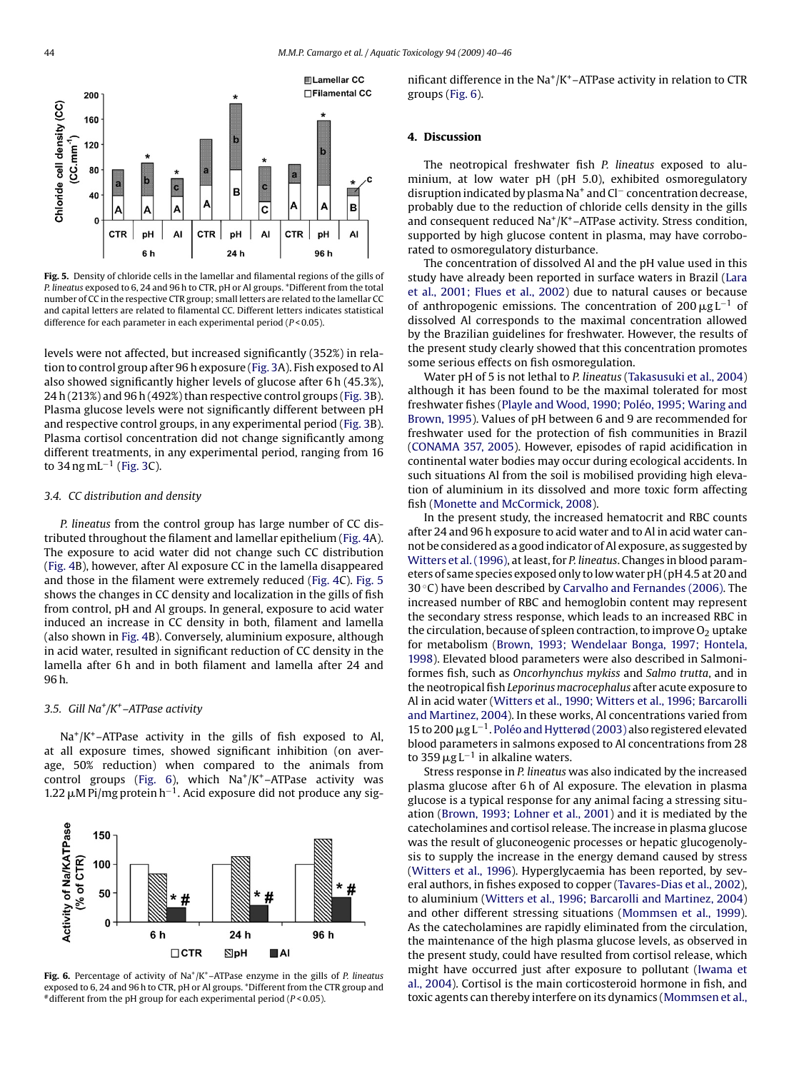**Fig. 5.** Density of chloride cells in the lamellar and filamental regions of the gills of *P. lineatus* exposed to 6, 24 and 96 h to CTR, pH or Al groups. *Different from the total number of CC in the respective CTR group; small letters are related to the lamellar CC and capital letters are related to filamental CC. Different letters indicates statistical difference for each parameter in each experimental period ($P < 0.05$).

levels were not affected, but increased significantly (352%) in relation to control group after 96 h exposure (Fig. 3A). Fish exposed to Al also showed significantly higher levels of glucose after 6 h (45.3%), 24 h (213%) and 96 h (492%) than respective control groups (Fig. 3B). Plasma glucose levels were not significantly different between pH and respective control groups, in any experimental period (Fig. 3B). Plasma cortisol concentration did not change significantly among different treatments, in any experimental period, ranging from 16 to 34 ng $mL^{-1}$ (Fig. 3C).

### 3.4. CC distribution and density

*P. lineatus* from the control group has large number of CC distributed throughout the filament and lamellar epithelium (Fig. 4A). The exposure to acid water did not change such CC distribution (Fig. 4B), however, after Al exposure CC in the lamella disappeared and those in the filament were extremely reduced (Fig. 4C). Fig. 5 shows the changes in CC density and localization in the gills of fish from control, pH and Al groups. In general, exposure to acid water induced an increase in CC density in both, filament and lamella (also shown in Fig. 4B). Conversely, aluminium exposure, although in acid water, resulted in significant reduction of CC density in the lamella after 6 h and in both filament and lamella after 24 and 96 h.

### 3.5. Gill $Na^+/K^+$–ATPase activity

$Na^+/K^+$–ATPase activity in the gills of fish exposed to Al, at all exposure times, showed significant inhibition (on average, 50% reduction) when compared to the animals from control groups (Fig. 6), which $Na^+/K^+$–ATPase activity was 1.22 μM Pi/mg protein $h^{-1}$. Acid exposure did not produce any significant difference in the $Na^+/K^+$–ATPase activity in relation to CTR groups (Fig. 6).

**Fig. 6.** Percentage of activity of $Na^+/K^+$–ATPase enzyme in the gills of *P. lineatus* exposed to 6, 24 and 96 h to CTR, pH or Al groups. *Different from the CTR group and #different from the pH group for each experimental period ($P < 0.05$).

## 4. Discussion

The neotropical freshwater fish *P. lineatus* exposed to aluminium, at low water pH (pH 5.0), exhibited osmoregulatory disruption indicated by plasma $Na^+$ and $Cl^-$ concentration decrease, probably due to the reduction of chloride cells density in the gills and consequent reduced $Na^+/K^+$–ATPase activity. Stress condition, supported by high glucose content in plasma, may have corroborated to osmoregulatory disturbance.

The concentration of dissolved Al and the pH value used in this study have already been reported in surface waters in Brazil (Lara et al., 2001; Flues et al., 2002) due to natural causes or because of anthropogenic emissions. The concentration of 200 μg $L^{-1}$ of dissolved Al corresponds to the maximal concentration allowed by the Brazilian guidelines for freshwater. However, the results of the present study clearly showed that this concentration promotes some serious effects on fish osmoregulation.

Water pH of 5 is not lethal to *P. lineatus* (Takasusuki et al., 2004) although it has been found to be the maximal tolerated for most freshwater fishes (Playle and Wood, 1990; Poléo, 1995; Waring and Brown, 1995). Values of pH between 6 and 9 are recommended for freshwater used for the protection of fish communities in Brazil (CONAMA 357, 2005). However, episodes of rapid acidification in continental water bodies may occur during ecological accidents. In such situations Al from the soil is mobilised providing high elevation of aluminium in its dissolved and more toxic form affecting fish (Monette and McCormick, 2008).

In the present study, the increased hematocrit and RBC counts after 24 and 96 h exposure to acid water and to Al in acid water cannot be considered as a good indicator of Al exposure, as suggested by Witters et al. (1996), at least, for *P. lineatus*. Changes in blood parameters of same species exposed only to low water pH (pH 4.5 at 20 and 30 °C) have been described by Carvalho and Fernandes (2006). The increased number of RBC and hemoglobin content may represent the secondary stress response, which leads to an increased RBC in the circulation, because of spleen contraction, to improve $O_2$ uptake for metabolism (Brown, 1993; Wendelaar Bonga, 1997; Hontela, 1998). Elevated blood parameters were also described in Salmoniformes fish, such as *Oncorhynchus mykiss* and *Salmo trutta*, and in the neotropical fish *Leporinus macrocephalus* after acute exposure to Al in acid water (Witters et al., 1990; Witters et al., 1996; Barcarolli and Martinez, 2004). In these works, Al concentrations varied from 15 to 200 μg $L^{-1}$. Poléo and Hytterød (2003) also registered elevated blood parameters in salmons exposed to Al concentrations from 28 to 359 μg $L^{-1}$ in alkaline waters.

Stress response in *P. lineatus* was also indicated by the increased plasma glucose after 6 h of Al exposure. The elevation in plasma glucose is a typical response for any animal facing a stressing situation (Brown, 1993; Lohner et al., 2001) and it is mediated by the catecholamines and cortisol release. The increase in plasma glucose was the result of gluconeogenic processes or hepatic glucogenolysis to supply the increase in the energy demand caused by stress (Witters et al., 1996). Hyperglycaemia has been reported, by several authors, in fishes exposed to copper (Tavares-Dias et al., 2002), to aluminium (Witters et al., 1996; Barcarolli and Martinez, 2004) and other different stressing situations (Mommsen et al., 1999). As the catecholamines are rapidly eliminated from the circulation, the maintenance of the high plasma glucose levels, as observed in the present study, could have resulted from cortisol release, which might have occurred just after exposure to pollutant (Iwama et al., 2004). Cortisol is the main corticosteroid hormone in fish, and toxic agents can thereby interfere on its dynamics (Mommsen et al.,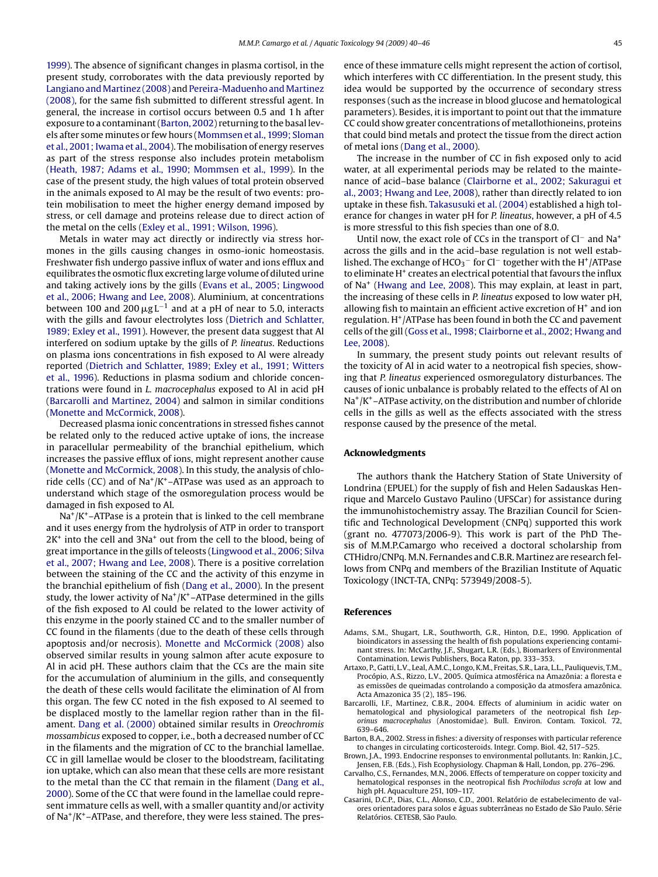1999). The absence of significant changes in plasma cortisol, in the present study, corroborates with the data previously reported by Langiano and Martinez (2008) and Pereira-Maduenho and Martinez (2008), for the same fish submitted to different stressful agent. In general, the increase in cortisol occurs between 0.5 and 1 h after exposure to a contaminant (Barton, 2002) returning to the basal levels after some minutes or few hours (Mommsen et al., 1999; Sloman et al., 2001; Iwama et al., 2004). The mobilisation of energy reserves as part of the stress response also includes protein metabolism (Heath, 1987; Adams et al., 1990; Mommsen et al., 1999). In the case of the present study, the high values of total protein observed in the animals exposed to Al may be the result of two events: protein mobilisation to meet the higher energy demand imposed by stress, or cell damage and proteins release due to direct action of the metal on the cells (Exley et al., 1991; Wilson, 1996).

Metals in water may act directly or indirectly via stress hormones in the gills causing changes in osmo-ionic homeostasis. Freshwater fish undergo passive influx of water and ions efflux and equilibrates the osmotic flux excreting large volume of diluted urine and taking actively ions by the gills (Evans et al., 2005; Lingwood et al., 2006; Hwang and Lee, 2008). Aluminium, at concentrations between 100 and 200 $\mu g\,L^{-1}$ and at a pH of near to 5.0, interacts with the gills and favour electrolytes loss (Dietrich and Schlatter, 1989; Exley et al., 1991). However, the present data suggest that Al interfered on sodium uptake by the gills of *P. lineatus*. Reductions on plasma ions concentrations in fish exposed to Al were already reported (Dietrich and Schlatter, 1989; Exley et al., 1991; Witters et al., 1996). Reductions in plasma sodium and chloride concentrations were found in *L. macrocephalus* exposed to Al in acid pH (Barcarolli and Martinez, 2004) and salmon in similar conditions (Monette and McCormick, 2008).

Decreased plasma ionic concentrations in stressed fishes cannot be related only to the reduced active uptake of ions, the increase in paracellular permeability of the branchial epithelium, which increases the passive efflux of ions, might represent another cause (Monette and McCormick, 2008). In this study, the analysis of chloride cells (CC) and of $Na^+/K^+$–ATPase was used as an approach to understand which stage of the osmoregulation process would be damaged in fish exposed to Al.

$Na^+/K^+$–ATPase is a protein that is linked to the cell membrane and it uses energy from the hydrolysis of ATP in order to transport $2K^+$ into the cell and $3Na^+$ out from the cell to the blood, being of great importance in the gills of teleosts (Lingwood et al., 2006; Silva et al., 2007; Hwang and Lee, 2008). There is a positive correlation between the staining of the CC and the activity of this enzyme in the branchial epithelium of fish (Dang et al., 2000). In the present study, the lower activity of $Na^+/K^+$–ATPase determined in the gills of the fish exposed to Al could be related to the lower activity of this enzyme in the poorly stained CC and to the smaller number of CC found in the filaments (due to the death of these cells through apoptosis and/or necrosis). Monette and McCormick (2008) also observed similar results in young salmon after acute exposure to Al in acid pH. These authors claim that the CCs are the main site for the accumulation of aluminium in the gills, and consequently the death of these cells would facilitate the elimination of Al from this organ. The few CC noted in the fish exposed to Al seemed to be displaced mostly to the lamellar region rather than in the filament. Dang et al. (2000) obtained similar results in *Oreochromis mossambicus* exposed to copper, i.e., both a decreased number of CC in the filaments and the migration of CC to the branchial lamellae. CC in gill lamellae would be closer to the bloodstream, facilitating ion uptake, which can also mean that these cells are more resistant to the metal than the CC that remain in the filament (Dang et al., 2000). Some of the CC that were found in the lamellae could represent immature cells as well, with a smaller quantity and/or activity of $Na^+/K^+$–ATPase, and therefore, they were less stained. The presence of these immature cells might represent the action of cortisol, which interferes with CC differentiation. In the present study, this idea would be supported by the occurrence of secondary stress responses (such as the increase in blood glucose and hematological parameters). Besides, it is important to point out that the immature CC could show greater concentrations of metallothioneins, proteins that could bind metals and protect the tissue from the direct action of metal ions (Dang et al., 2000).

The increase in the number of CC in fish exposed only to acid water, at all experimental periods may be related to the maintenance of acid–base balance (Clairborne et al., 2002; Sakuragui et al., 2003; Hwang and Lee, 2008), rather than directly related to ion uptake in these fish. Takasusuki et al. (2004) established a high tolerance for changes in water pH for *P. lineatus*, however, a pH of 4.5 is more stressful to this fish species than one of 8.0.

Until now, the exact role of CCs in the transport of $Cl^-$ and $Na^+$ across the gills and in the acid–base regulation is not well established. The exchange of $HCO_3^-$ for $Cl^-$ together with the $H^+$/ATPase to eliminate $H^+$ creates an electrical potential that favours the influx of $Na^+$ (Hwang and Lee, 2008). This may explain, at least in part, the increasing of these cells in *P. lineatus* exposed to low water pH, allowing fish to maintain an efficient active excretion of $H^+$ and ion regulation. $H^+$/ATPase has been found in both the CC and pavement cells of the gill (Goss et al., 1998; Clairborne et al., 2002; Hwang and Lee, 2008).

In summary, the present study points out relevant results of the toxicity of Al in acid water to a neotropical fish species, showing that *P. lineatus* experienced osmoregulatory disturbances. The causes of ionic unbalance is probably related to the effects of Al on $Na^+/K^+$–ATPase activity, on the distribution and number of chloride cells in the gills as well as the effects associated with the stress response caused by the presence of the metal.

## Acknowledgments

The authors thank the Hatchery Station of State University of Londrina (EPUEL) for the supply of fish and Helen Sadauskas Henrique and Marcelo Gustavo Paulino (UFSCar) for assistance during the immunohistochemistry assay. The Brazilian Council for Scientific and Technological Development (CNPq) supported this work (grant no. 477073/2006-9). This work is part of the PhD Thesis of M.M.P.Camargo who received a doctoral scholarship from CTHidro/CNPq. M.N. Fernandes and C.B.R. Martinez are research fellows from CNPq and members of the Brazilian Institute of Aquatic Toxicology (INCT-TA, CNPq: 573949/2008-5).

## References

Adams, S.M., Shugart, L.R., Southworth, G.R., Hinton, D.E., 1990. Application of bioindicators in assessing the health of fish populations experiencing contaminant stress. In: McCarthy, J.F., Shugart, L.R. (Eds.), Biomarkers of Environmental Contamination. Lewis Publishers, Boca Raton, pp. 333–353.

Artaxo, P., Gatti, L.V., Leal, A.M.C., Longo, K.M., Freitas, S.R., Lara, L.L., Pauliquevis, T.M., Procópio, A.S., Rizzo, L.V., 2005. Química atmosférica na Amazônia: a floresta e as emissões de queimadas controlando a composição da atmosfera amazônica. Acta Amazonica 35 (2), 185–196.

Barcarolli, I.F., Martinez, C.B.R., 2004. Effects of aluminium in acidic water on hematological and physiological parameters of the neotropical fish *Leporinus macrocephalus* (Anostomidae). Bull. Environ. Contam. Toxicol. 72, 639–646.

Barton, B.A., 2002. Stress in fishes: a diversity of responses with particular reference to changes in circulating corticosteroids. Integr. Comp. Biol. 42, 517–525.

Brown, J.A., 1993. Endocrine responses to environmental pollutants. In: Rankin, J.C., Jensen, F.B. (Eds.), Fish Ecophysiology. Chapman & Hall, London, pp. 276–296.

Carvalho, C.S., Fernandes, M.N., 2006. Effects of temperature on copper toxicity and hematological responses in the neotropical fish *Prochilodus scrofa* at low and high pH. Aquaculture 251, 109–117.

Casarini, D.C.P., Dias, C.L., Alonso, C.D., 2001. Relatório de estabelecimento de valores orientadores para solos e águas subterrâneas no Estado de São Paulo. Série Relatórios. CETESB, São Paulo.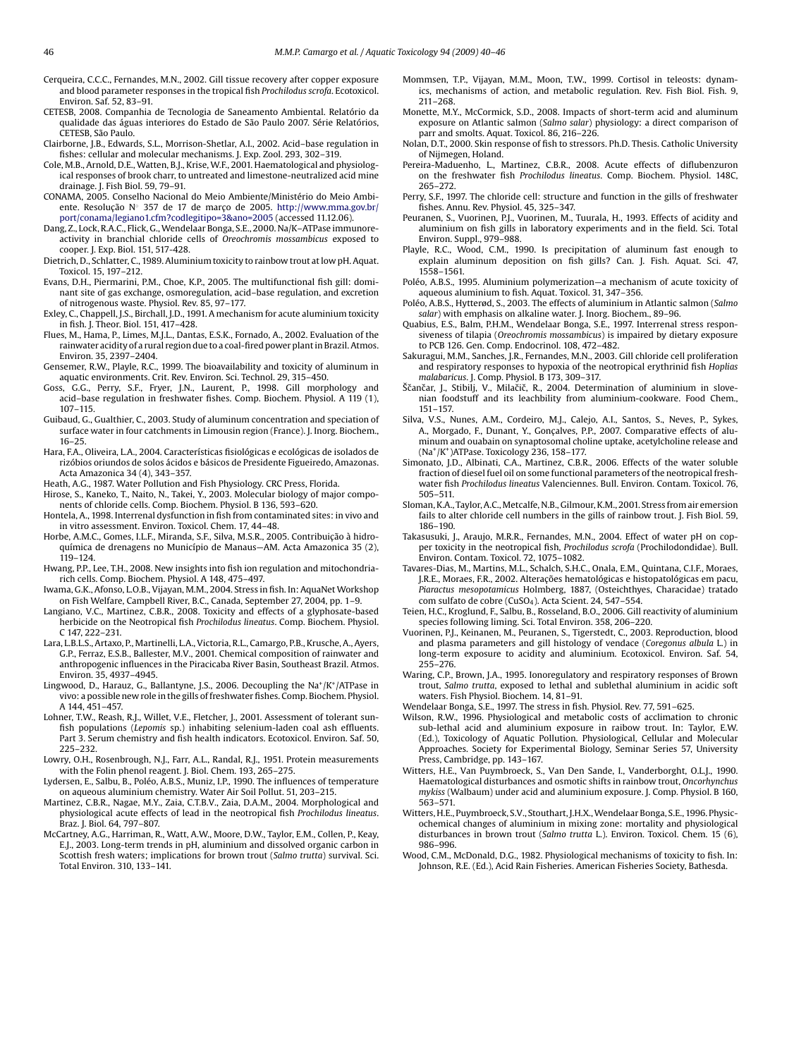Cerqueira, C.C.C., Fernandes, M.N., 2002. Gill tissue recovery after copper exposure and blood parameter responses in the tropical fish *Prochilodus scrofa*. Ecotoxicol. Environ. Saf. 52, 83–91.

CETESB, 2008. Companhia de Tecnologia de Saneamento Ambiental. Relatório da qualidade das águas interiores do Estado de São Paulo 2007. Série Relatórios, CETESB, São Paulo.

Clairborne, J.B., Edwards, S.L., Morrison-Shetlar, A.I., 2002. Acid–base regulation in fishes: cellular and molecular mechanisms. J. Exp. Zool. 293, 302–319.

Cole, M.B., Arnold, D.E., Watten, B.J., Krise, W.F., 2001. Haematological and physiological responses of brook charr, to untreated and limestone-neutralized acid mine drainage. J. Fish Biol. 59, 79–91.

CONAMA, 2005. Conselho Nacional do Meio Ambiente/Ministério do Meio Ambiente. Resolução N◦ 357 de 17 de março de 2005. http://www.mma.gov.br/port/conama/legiano1.cfm?codlegitipo=3&ano=2005 (accessed 11.12.06).

Dang, Z., Lock, R.A.C., Flick, G., Wendelaar Bonga, S.E., 2000. Na/K–ATPase immunoreactivity in branchial chloride cells of *Oreochromis mossambicus* exposed to cooper. J. Exp. Biol. 151, 517–428.

Dietrich, D., Schlatter, C., 1989. Aluminium toxicity to rainbow trout at low pH. Aquat. Toxicol. 15, 197–212.

Evans, D.H., Piermarini, P.M., Choe, K.P., 2005. The multifunctional fish gill: dominant site of gas exchange, osmoregulation, acid–base regulation, and excretion of nitrogenous waste. Physiol. Rev. 85, 97–177.

Exley, C., Chappell, J.S., Birchall, J.D., 1991. A mechanism for acute aluminium toxicity in fish. J. Theor. Biol. 151, 417–428.

Flues, M., Hama, P., Limes, M.J.L., Dantas, E.S.K., Fornado, A., 2002. Evaluation of the rainwater acidity of a rural region due to a coal-fired power plant in Brazil. Atmos. Environ. 35, 2397–2404.

Gensemer, R.W., Playle, R.C., 1999. The bioavailability and toxicity of aluminum in aquatic environments. Crit. Rev. Environ. Sci. Technol. 29, 315–450.

Goss, G.G., Perry, S.F., Fryer, J.N., Laurent, P., 1998. Gill morphology and acid–base regulation in freshwater fishes. Comp. Biochem. Physiol. A 119 (1), 107–115.

Guibaud, G., Gualthier, C., 2003. Study of aluminum concentration and speciation of surface water in four catchments in Limousin region (France). J. Inorg. Biochem., 16–25.

Hara, F.A., Oliveira, L.A., 2004. Características fisiológicas e ecológicas de isolados de rizóbios oriundos de solos ácidos e básicos de Presidente Figueiredo, Amazonas. Acta Amazonica 34 (4), 343–357.

Heath, A.G., 1987. Water Pollution and Fish Physiology. CRC Press, Florida.

Hirose, S., Kaneko, T., Naito, N., Takei, Y., 2003. Molecular biology of major components of chloride cells. Comp. Biochem. Physiol. B 136, 593–620.

Hontela, A., 1998. Interrenal dysfunction in fish from contaminated sites: in vivo and in vitro assessment. Environ. Toxicol. Chem. 17, 44–48.

Horbe, A.M.C., Gomes, I.L.F., Miranda, S.F., Silva, M.S.R., 2005. Contribuição à hidroquímica de drenagens no Município de Manaus—AM. Acta Amazonica 35 (2), 119–124.

Hwang, P.P., Lee, T.H., 2008. New insights into fish ion regulation and mitochondria-rich cells. Comp. Biochem. Physiol. A 148, 475–497.

Iwama, G.K., Afonso, L.O.B., Vijayan, M.M., 2004. Stress in fish. In: AquaNet Workshop on Fish Welfare, Campbell River, B.C., Canada, September 27, 2004, pp. 1–9.

Langiano, V.C., Martinez, C.B.R., 2008. Toxicity and effects of a glyphosate-based herbicide on the Neotropical fish *Prochilodus lineatus*. Comp. Biochem. Physiol. C 147, 222–231.

Lara, L.B.L.S., Artaxo, P., Martinelli, L.A., Victoria, R.L., Camargo, P.B., Krusche, A., Ayers, G.P., Ferraz, E.S.B., Ballester, M.V., 2001. Chemical composition of rainwater and anthropogenic influences in the Piracicaba River Basin, Southeast Brazil. Atmos. Environ. 35, 4937–4945.

Lingwood, D., Harauz, G., Ballantyne, J.S., 2006. Decoupling the $Na^{+}/K^{+}$/ATPase in vivo: a possible new role in the gills of freshwater fishes. Comp. Biochem. Physiol. A 144, 451–457.

Lohner, T.W., Reash, R.J., Willet, V.E., Fletcher, J., 2001. Assessment of tolerant sunfish populations (*Lepomis* sp.) inhabiting selenium-laden coal ash effluents. Part 3. Serum chemistry and fish health indicators. Ecotoxicol. Environ. Saf. 50, 225–232.

Lowry, O.H., Rosenbrough, N.J., Farr, A.L., Randal, R.J., 1951. Protein measurements with the Folin phenol reagent. J. Biol. Chem. 193, 265–275.

Lydersen, E., Salbu, B., Poléo, A.B.S., Muniz, I.P., 1990. The influences of temperature on aqueous aluminium chemistry. Water Air Soil Pollut. 51, 203–215.

Martinez, C.B.R., Nagae, M.Y., Zaia, C.T.B.V., Zaia, D.A.M., 2004. Morphological and physiological acute effects of lead in the neotropical fish *Prochilodus lineatus*. Braz. J. Biol. 64, 797–807.

McCartney, A.G., Harriman, R., Watt, A.W., Moore, D.W., Taylor, E.M., Collen, P., Keay, E.J., 2003. Long-term trends in pH, aluminium and dissolved organic carbon in Scottish fresh waters; implications for brown trout (*Salmo trutta*) survival. Sci. Total Environ. 310, 133–141.

Mommsen, T.P., Vijayan, M.M., Moon, T.W., 1999. Cortisol in teleosts: dynamics, mechanisms of action, and metabolic regulation. Rev. Fish Biol. Fish. 9, 211–268.

Monette, M.Y., McCormick, S.D., 2008. Impacts of short-term acid and aluminum exposure on Atlantic salmon (*Salmo salar*) physiology: a direct comparison of parr and smolts. Aquat. Toxicol. 86, 216–226.

Nolan, D.T., 2000. Skin response of fish to stressors. Ph.D. Thesis. Catholic University of Nijmegen, Holand.

Pereira-Maduenho, L., Martinez, C.B.R., 2008. Acute effects of diflubenzuron on the freshwater fish *Prochilodus lineatus*. Comp. Biochem. Physiol. 148C, 265–272.

Perry, S.F., 1997. The chloride cell: structure and function in the gills of freshwater fishes. Annu. Rev. Physiol. 45, 325–347.

Peuranen, S., Vuorinen, P.J., Vuorinen, M., Tuurala, H., 1993. Effects of acidity and aluminium on fish gills in laboratory experiments and in the field. Sci. Total Environ. Suppl., 979–988.

Playle, R.C., Wood, C.M., 1990. Is precipitation of aluminum fast enough to explain aluminum deposition on fish gills? Can. J. Fish. Aquat. Sci. 47, 1558–1561.

Poléo, A.B.S., 1995. Aluminium polymerization—a mechanism of acute toxicity of aqueous aluminium to fish. Aquat. Toxicol. 31, 347–356.

Poléo, A.B.S., Hytterød, S., 2003. The effects of aluminium in Atlantic salmon (*Salmo salar*) with emphasis on alkaline water. J. Inorg. Biochem., 89–96.

Quabius, E.S., Balm, P.H.M., Wendelaar Bonga, S.E., 1997. Interrenal stress responsiveness of tilapia (*Oreochromis mossambicus*) is impaired by dietary exposure to PCB 126. Gen. Comp. Endocrinol. 108, 472–482.

Sakuragui, M.M., Sanches, J.R., Fernandes, M.N., 2003. Gill chloride cell proliferation and respiratory responses to hypoxia of the neotropical erythrinid fish *Hoplias malabaricus*. J. Comp. Physiol. B 173, 309–317.

Ščančar, J., Stibilj, V., Milačič, R., 2004. Determination of aluminium in slovenian foodstuff and its leachbility from aluminium-cookware. Food Chem., 151–157.

Silva, V.S., Nunes, A.M., Cordeiro, M.J., Calejo, A.I., Santos, S., Neves, P., Sykes, A., Morgado, F., Dunant, Y., Gonçalves, P.P., 2007. Comparative effects of aluminum and ouabain on synaptosomal choline uptake, acetylcholine release and $(Na^{+}/K^{+})$ATPase. Toxicology 236, 158–177.

Simonato, J.D., Albinati, C.A., Martinez, C.B.R., 2006. Effects of the water soluble fraction of diesel fuel oil on some functional parameters of the neotropical freshwater fish *Prochilodus lineatus* Valenciennes. Bull. Environ. Contam. Toxicol. 76, 505–511.

Sloman, K.A., Taylor, A.C., Metcalfe, N.B., Gilmour, K.M., 2001. Stress from air emersion fails to alter chloride cell numbers in the gills of rainbow trout. J. Fish Biol. 59, 186–190.

Takasusuki, J., Araujo, M.R.R., Fernandes, M.N., 2004. Effect of water pH on copper toxicity in the neotropical fish, *Prochilodus scrofa* (Prochilodondidae). Bull. Environ. Contam. Toxicol. 72, 1075–1082.

Tavares-Dias, M., Martins, M.L., Schalch, S.H.C., Onala, E.M., Quintana, C.I.F., Moraes, J.R.E., Moraes, F.R., 2002. Alterações hematológicas e histopatológicas em pacu, *Piaractus mesopotamicus* Holmberg, 1887, (Osteichthyes, Characidae) tratado com sulfato de cobre ($CuSO_4$). Acta Scient. 24, 547–554.

Teien, H.C., Kroglund, F., Salbu, B., Rosseland, B.O., 2006. Gill reactivity of aluminium species following liming. Sci. Total Environ. 358, 206–220.

Vuorinen, P.J., Keinanen, M., Peuranen, S., Tigerstedt, C., 2003. Reproduction, blood and plasma parameters and gill histology of vendace (*Coregonus albula* L.) in long-term exposure to acidity and aluminium. Ecotoxicol. Environ. Saf. 54, 255–276.

Waring, C.P., Brown, J.A., 1995. Ionoregulatory and respiratory responses of Brown trout, *Salmo trutta*, exposed to lethal and sublethal aluminium in acidic soft waters. Fish Physiol. Biochem. 14, 81–91.

Wendelaar Bonga, S.E., 1997. The stress in fish. Physiol. Rev. 77, 591–625.

Wilson, R.W., 1996. Physiological and metabolic costs of acclimation to chronic sub-lethal acid and aluminium exposure in raibow trout. In: Taylor, E.W. (Ed.), Toxicology of Aquatic Pollution. Physiological, Cellular and Molecular Approaches. Society for Experimental Biology, Seminar Series 57, University Press, Cambridge, pp. 143–167.

Witters, H.E., Van Puymbroeck, S., Van Den Sande, I., Vanderborght, O.L.J., 1990. Haematological disturbances and osmotic shifts in rainbow trout, *Oncorhynchus mykiss* (Walbaum) under acid and aluminium exposure. J. Comp. Physiol. B 160, 563–571.

Witters, H.E., Puymbroeck, S.V., Stouthart, J.H.X., Wendelaar Bonga, S.E., 1996. Physicochemical changes of aluminium in mixing zone: mortality and physiological disturbances in brown trout (*Salmo trutta* L.). Environ. Toxicol. Chem. 15 (6), 986–996.

Wood, C.M., McDonald, D.G., 1982. Physiological mechanisms of toxicity to fish. In: Johnson, R.E. (Ed.), Acid Rain Fisheries. American Fisheries Society, Bathesda.